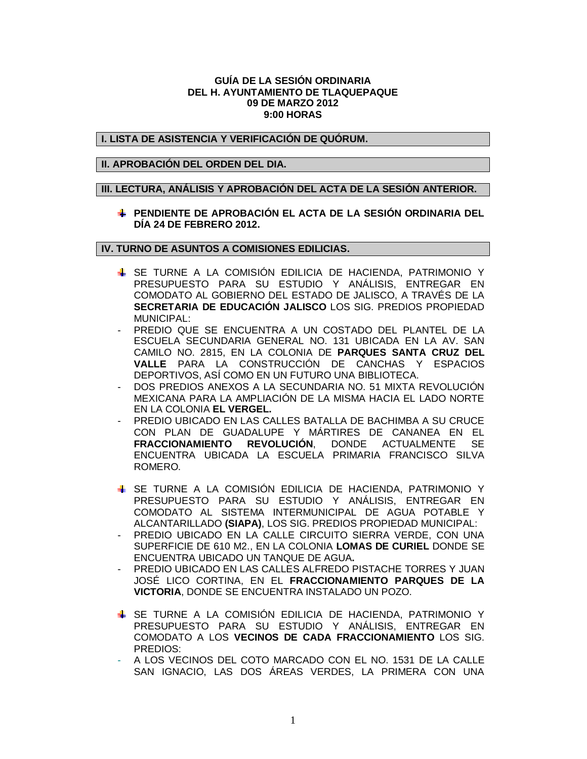**GUÍA DE LA SESIÓN ORDINARIA**
**DEL H. AYUNTAMIENTO DE TLAQUEPAQUE**
**09 DE MARZO 2012**
**9:00 HORAS**

## I. LISTA DE ASISTENCIA Y VERIFICACIÓN DE QUÓRUM.

## II. APROBACIÓN DEL ORDEN DEL DIA.

## III. LECTURA, ANÁLISIS Y APROBACIÓN DEL ACTA DE LA SESIÓN ANTERIOR.

- **PENDIENTE DE APROBACIÓN EL ACTA DE LA SESIÓN ORDINARIA DEL DÍA 24 DE FEBRERO 2012.**

## IV. TURNO DE ASUNTOS A COMISIONES EDILICIAS.

- SE TURNE A LA COMISIÓN EDILICIA DE HACIENDA, PATRIMONIO Y PRESUPUESTO PARA SU ESTUDIO Y ANÁLISIS, ENTREGAR EN COMODATO AL GOBIERNO DEL ESTADO DE JALISCO, A TRAVÉS DE LA **SECRETARIA DE EDUCACIÓN JALISCO** LOS SIG. PREDIOS PROPIEDAD MUNICIPAL:
  - PREDIO QUE SE ENCUENTRA A UN COSTADO DEL PLANTEL DE LA ESCUELA SECUNDARIA GENERAL NO. 131 UBICADA EN LA AV. SAN CAMILO NO. 2815, EN LA COLONIA DE **PARQUES SANTA CRUZ DEL VALLE** PARA LA CONSTRUCCIÓN DE CANCHAS Y ESPACIOS DEPORTIVOS, ASÍ COMO EN UN FUTURO UNA BIBLIOTECA.
  - DOS PREDIOS ANEXOS A LA SECUNDARIA NO. 51 MIXTA REVOLUCIÓN MEXICANA PARA LA AMPLIACIÓN DE LA MISMA HACIA EL LADO NORTE EN LA COLONIA **EL VERGEL.**
  - PREDIO UBICADO EN LAS CALLES BATALLA DE BACHIMBA A SU CRUCE CON PLAN DE GUADALUPE Y MÁRTIRES DE CANANEA EN EL **FRACCIONAMIENTO REVOLUCIÓN**, DONDE ACTUALMENTE SE ENCUENTRA UBICADA LA ESCUELA PRIMARIA FRANCISCO SILVA ROMERO.

- SE TURNE A LA COMISIÓN EDILICIA DE HACIENDA, PATRIMONIO Y PRESUPUESTO PARA SU ESTUDIO Y ANÁLISIS, ENTREGAR EN COMODATO AL SISTEMA INTERMUNICIPAL DE AGUA POTABLE Y ALCANTARILLADO **(SIAPA)**, LOS SIG. PREDIOS PROPIEDAD MUNICIPAL:
  - PREDIO UBICADO EN LA CALLE CIRCUITO SIERRA VERDE, CON UNA SUPERFICIE DE 610 M2., EN LA COLONIA **LOMAS DE CURIEL** DONDE SE ENCUENTRA UBICADO UN TANQUE DE AGUA**.**
  - PREDIO UBICADO EN LAS CALLES ALFREDO PISTACHE TORRES Y JUAN JOSÉ LICO CORTINA, EN EL **FRACCIONAMIENTO PARQUES DE LA VICTORIA**, DONDE SE ENCUENTRA INSTALADO UN POZO.

- SE TURNE A LA COMISIÓN EDILICIA DE HACIENDA, PATRIMONIO Y PRESUPUESTO PARA SU ESTUDIO Y ANÁLISIS, ENTREGAR EN COMODATO A LOS **VECINOS DE CADA FRACCIONAMIENTO** LOS SIG. PREDIOS:
  - A LOS VECINOS DEL COTO MARCADO CON EL NO. 1531 DE LA CALLE SAN IGNACIO, LAS DOS ÁREAS VERDES, LA PRIMERA CON UNA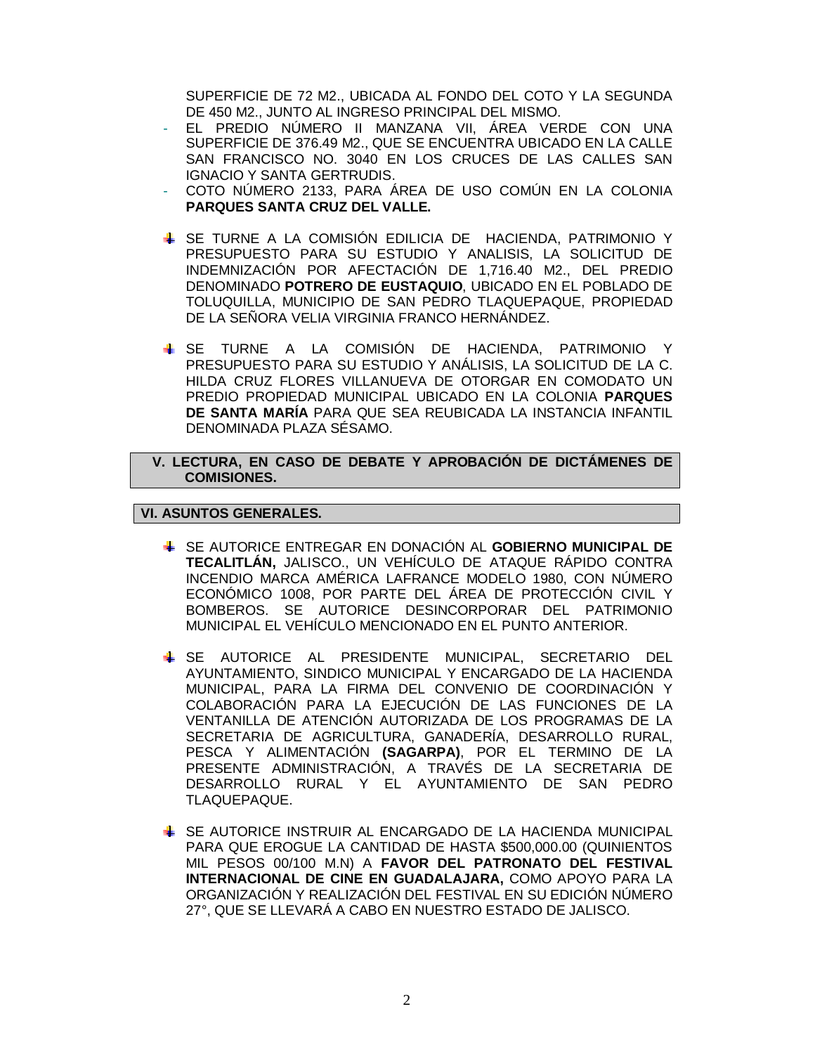SUPERFICIE DE 72 M2., UBICADA AL FONDO DEL COTO Y LA SEGUNDA DE 450 M2., JUNTO AL INGRESO PRINCIPAL DEL MISMO.

- EL PREDIO NÚMERO II MANZANA VII, ÁREA VERDE CON UNA SUPERFICIE DE 376.49 M2., QUE SE ENCUENTRA UBICADO EN LA CALLE SAN FRANCISCO NO. 3040 EN LOS CRUCES DE LAS CALLES SAN IGNACIO Y SANTA GERTRUDIS.
- COTO NÚMERO 2133, PARA ÁREA DE USO COMÚN EN LA COLONIA **PARQUES SANTA CRUZ DEL VALLE.**

- SE TURNE A LA COMISIÓN EDILICIA DE HACIENDA, PATRIMONIO Y PRESUPUESTO PARA SU ESTUDIO Y ANALISIS, LA SOLICITUD DE INDEMNIZACIÓN POR AFECTACIÓN DE 1,716.40 M2., DEL PREDIO DENOMINADO **POTRERO DE EUSTAQUIO**, UBICADO EN EL POBLADO DE TOLUQUILLA, MUNICIPIO DE SAN PEDRO TLAQUEPAQUE, PROPIEDAD DE LA SEÑORA VELIA VIRGINIA FRANCO HERNÁNDEZ.

- SE TURNE A LA COMISIÓN DE HACIENDA, PATRIMONIO Y PRESUPUESTO PARA SU ESTUDIO Y ANÁLISIS, LA SOLICITUD DE LA C. HILDA CRUZ FLORES VILLANUEVA DE OTORGAR EN COMODATO UN PREDIO PROPIEDAD MUNICIPAL UBICADO EN LA COLONIA **PARQUES DE SANTA MARÍA** PARA QUE SEA REUBICADA LA INSTANCIA INFANTIL DENOMINADA PLAZA SÉSAMO.

## V. LECTURA, EN CASO DE DEBATE Y APROBACIÓN DE DICTÁMENES DE COMISIONES.

## VI. ASUNTOS GENERALES.

- SE AUTORICE ENTREGAR EN DONACIÓN AL **GOBIERNO MUNICIPAL DE TECALITLÁN,** JALISCO., UN VEHÍCULO DE ATAQUE RÁPIDO CONTRA INCENDIO MARCA AMÉRICA LAFRANCE MODELO 1980, CON NÚMERO ECONÓMICO 1008, POR PARTE DEL ÁREA DE PROTECCIÓN CIVIL Y BOMBEROS. SE AUTORICE DESINCORPORAR DEL PATRIMONIO MUNICIPAL EL VEHÍCULO MENCIONADO EN EL PUNTO ANTERIOR.

- SE AUTORICE AL PRESIDENTE MUNICIPAL, SECRETARIO DEL AYUNTAMIENTO, SINDICO MUNICIPAL Y ENCARGADO DE LA HACIENDA MUNICIPAL, PARA LA FIRMA DEL CONVENIO DE COORDINACIÓN Y COLABORACIÓN PARA LA EJECUCIÓN DE LAS FUNCIONES DE LA VENTANILLA DE ATENCIÓN AUTORIZADA DE LOS PROGRAMAS DE LA SECRETARIA DE AGRICULTURA, GANADERÍA, DESARROLLO RURAL, PESCA Y ALIMENTACIÓN **(SAGARPA)**, POR EL TERMINO DE LA PRESENTE ADMINISTRACIÓN, A TRAVÉS DE LA SECRETARIA DE DESARROLLO RURAL Y EL AYUNTAMIENTO DE SAN PEDRO TLAQUEPAQUE.

- SE AUTORICE INSTRUIR AL ENCARGADO DE LA HACIENDA MUNICIPAL PARA QUE EROGUE LA CANTIDAD DE HASTA $500,000.00 (QUINIENTOS MIL PESOS 00/100 M.N) A **FAVOR DEL PATRONATO DEL FESTIVAL INTERNACIONAL DE CINE EN GUADALAJARA,** COMO APOYO PARA LA ORGANIZACIÓN Y REALIZACIÓN DEL FESTIVAL EN SU EDICIÓN NÚMERO 27°, QUE SE LLEVARÁ A CABO EN NUESTRO ESTADO DE JALISCO.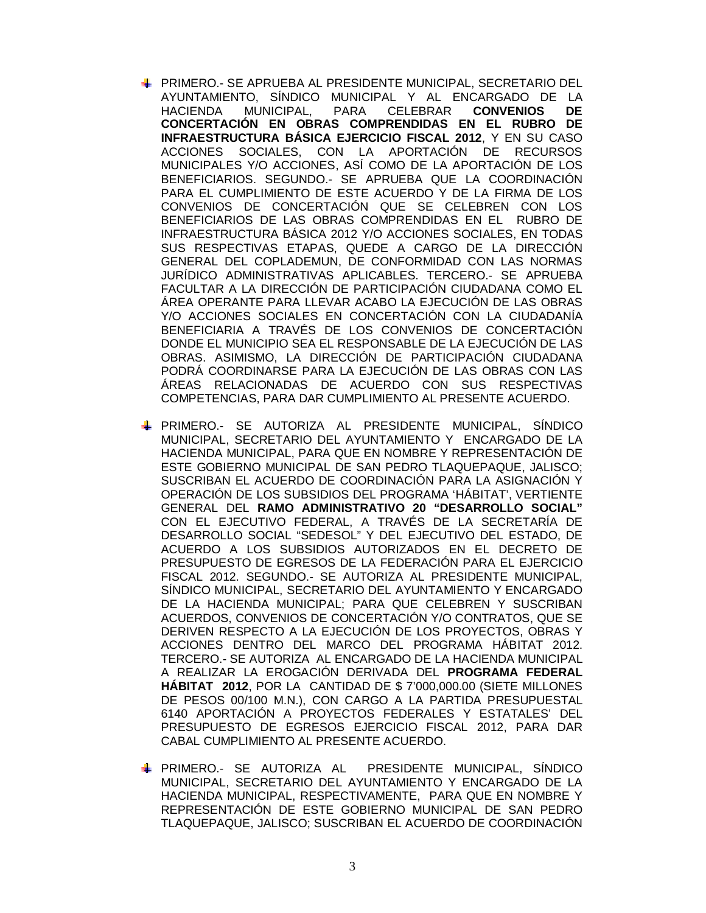- PRIMERO.- SE APRUEBA AL PRESIDENTE MUNICIPAL, SECRETARIO DEL AYUNTAMIENTO, SÍNDICO MUNICIPAL Y AL ENCARGADO DE LA HACIENDA MUNICIPAL, PARA CELEBRAR **CONVENIOS DE CONCERTACIÓN EN OBRAS COMPRENDIDAS EN EL RUBRO DE INFRAESTRUCTURA BÁSICA EJERCICIO FISCAL 2012**, Y EN SU CASO ACCIONES SOCIALES, CON LA APORTACIÓN DE RECURSOS MUNICIPALES Y/O ACCIONES, ASÍ COMO DE LA APORTACIÓN DE LOS BENEFICIARIOS. SEGUNDO.- SE APRUEBA QUE LA COORDINACIÓN PARA EL CUMPLIMIENTO DE ESTE ACUERDO Y DE LA FIRMA DE LOS CONVENIOS DE CONCERTACIÓN QUE SE CELEBREN CON LOS BENEFICIARIOS DE LAS OBRAS COMPRENDIDAS EN EL RUBRO DE INFRAESTRUCTURA BÁSICA 2012 Y/O ACCIONES SOCIALES, EN TODAS SUS RESPECTIVAS ETAPAS, QUEDE A CARGO DE LA DIRECCIÓN GENERAL DEL COPLADEMUN, DE CONFORMIDAD CON LAS NORMAS JURÍDICO ADMINISTRATIVAS APLICABLES. TERCERO.- SE APRUEBA FACULTAR A LA DIRECCIÓN DE PARTICIPACIÓN CIUDADANA COMO EL ÁREA OPERANTE PARA LLEVAR ACABO LA EJECUCIÓN DE LAS OBRAS Y/O ACCIONES SOCIALES EN CONCERTACIÓN CON LA CIUDADANÍA BENEFICIARIA A TRAVÉS DE LOS CONVENIOS DE CONCERTACIÓN DONDE EL MUNICIPIO SEA EL RESPONSABLE DE LA EJECUCIÓN DE LAS OBRAS. ASIMISMO, LA DIRECCIÓN DE PARTICIPACIÓN CIUDADANA PODRÁ COORDINARSE PARA LA EJECUCIÓN DE LAS OBRAS CON LAS ÁREAS RELACIONADAS DE ACUERDO CON SUS RESPECTIVAS COMPETENCIAS, PARA DAR CUMPLIMIENTO AL PRESENTE ACUERDO.

- PRIMERO.- SE AUTORIZA AL PRESIDENTE MUNICIPAL, SÍNDICO MUNICIPAL, SECRETARIO DEL AYUNTAMIENTO Y ENCARGADO DE LA HACIENDA MUNICIPAL, PARA QUE EN NOMBRE Y REPRESENTACIÓN DE ESTE GOBIERNO MUNICIPAL DE SAN PEDRO TLAQUEPAQUE, JALISCO; SUSCRIBAN EL ACUERDO DE COORDINACIÓN PARA LA ASIGNACIÓN Y OPERACIÓN DE LOS SUBSIDIOS DEL PROGRAMA 'HÁBITAT', VERTIENTE GENERAL DEL **RAMO ADMINISTRATIVO 20 "DESARROLLO SOCIAL"** CON EL EJECUTIVO FEDERAL, A TRAVÉS DE LA SECRETARÍA DE DESARROLLO SOCIAL "SEDESOL" Y DEL EJECUTIVO DEL ESTADO, DE ACUERDO A LOS SUBSIDIOS AUTORIZADOS EN EL DECRETO DE PRESUPUESTO DE EGRESOS DE LA FEDERACIÓN PARA EL EJERCICIO FISCAL 2012. SEGUNDO.- SE AUTORIZA AL PRESIDENTE MUNICIPAL, SÍNDICO MUNICIPAL, SECRETARIO DEL AYUNTAMIENTO Y ENCARGADO DE LA HACIENDA MUNICIPAL; PARA QUE CELEBREN Y SUSCRIBAN ACUERDOS, CONVENIOS DE CONCERTACIÓN Y/O CONTRATOS, QUE SE DERIVEN RESPECTO A LA EJECUCIÓN DE LOS PROYECTOS, OBRAS Y ACCIONES DENTRO DEL MARCO DEL PROGRAMA HÁBITAT 2012. TERCERO.- SE AUTORIZA AL ENCARGADO DE LA HACIENDA MUNICIPAL A REALIZAR LA EROGACIÓN DERIVADA DEL **PROGRAMA FEDERAL HÁBITAT 2012**, POR LA CANTIDAD DE $ 7'000,000.00 (SIETE MILLONES DE PESOS 00/100 M.N.), CON CARGO A LA PARTIDA PRESUPUESTAL 6140 APORTACIÓN A PROYECTOS FEDERALES Y ESTATALES' DEL PRESUPUESTO DE EGRESOS EJERCICIO FISCAL 2012, PARA DAR CABAL CUMPLIMIENTO AL PRESENTE ACUERDO.

- PRIMERO.- SE AUTORIZA AL PRESIDENTE MUNICIPAL, SÍNDICO MUNICIPAL, SECRETARIO DEL AYUNTAMIENTO Y ENCARGADO DE LA HACIENDA MUNICIPAL, RESPECTIVAMENTE, PARA QUE EN NOMBRE Y REPRESENTACIÓN DE ESTE GOBIERNO MUNICIPAL DE SAN PEDRO TLAQUEPAQUE, JALISCO; SUSCRIBAN EL ACUERDO DE COORDINACIÓN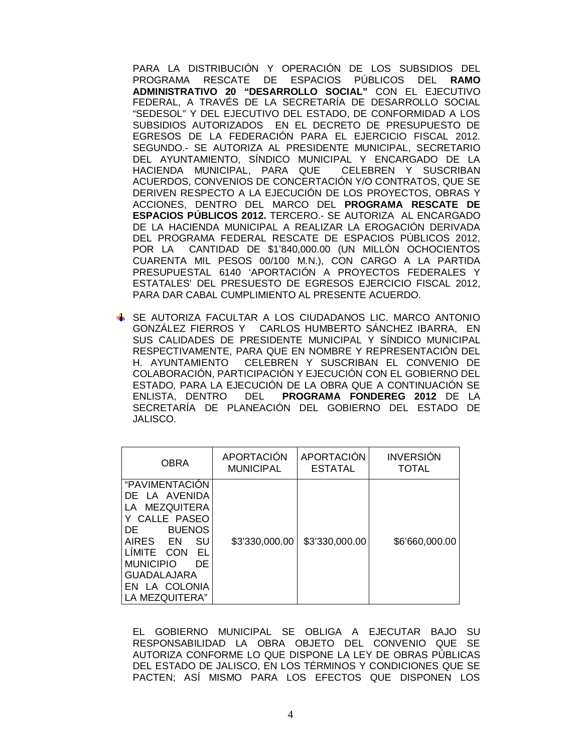PARA LA DISTRIBUCIÓN Y OPERACIÓN DE LOS SUBSIDIOS DEL PROGRAMA RESCATE DE ESPACIOS PÚBLICOS DEL **RAMO ADMINISTRATIVO 20 "DESARROLLO SOCIAL"** CON EL EJECUTIVO FEDERAL, A TRAVÉS DE LA SECRETARÍA DE DESARROLLO SOCIAL "SEDESOL" Y DEL EJECUTIVO DEL ESTADO, DE CONFORMIDAD A LOS SUBSIDIOS AUTORIZADOS EN EL DECRETO DE PRESUPUESTO DE EGRESOS DE LA FEDERACIÓN PARA EL EJERCICIO FISCAL 2012. SEGUNDO.- SE AUTORIZA AL PRESIDENTE MUNICIPAL, SECRETARIO DEL AYUNTAMIENTO, SÍNDICO MUNICIPAL Y ENCARGADO DE LA HACIENDA MUNICIPAL, PARA QUE CELEBREN Y SUSCRIBAN ACUERDOS, CONVENIOS DE CONCERTACIÓN Y/O CONTRATOS, QUE SE DERIVEN RESPECTO A LA EJECUCIÓN DE LOS PROYECTOS, OBRAS Y ACCIONES, DENTRO DEL MARCO DEL **PROGRAMA RESCATE DE ESPACIOS PÚBLICOS 2012.** TERCERO.- SE AUTORIZA AL ENCARGADO DE LA HACIENDA MUNICIPAL A REALIZAR LA EROGACIÓN DERIVADA DEL PROGRAMA FEDERAL RESCATE DE ESPACIOS PÚBLICOS 2012, POR LA CANTIDAD DE $1'840,000.00 (UN MILLÓN OCHOCIENTOS CUARENTA MIL PESOS 00/100 M.N.), CON CARGO A LA PARTIDA PRESUPUESTAL 6140 'APORTACIÓN A PROYECTOS FEDERALES Y ESTATALES' DEL PRESUESTO DE EGRESOS EJERCICIO FISCAL 2012, PARA DAR CABAL CUMPLIMIENTO AL PRESENTE ACUERDO.

- SE AUTORIZA FACULTAR A LOS CIUDADANOS LIC. MARCO ANTONIO GONZÁLEZ FIERROS Y CARLOS HUMBERTO SÁNCHEZ IBARRA, EN SUS CALIDADES DE PRESIDENTE MUNICIPAL Y SÍNDICO MUNICIPAL RESPECTIVAMENTE, PARA QUE EN NOMBRE Y REPRESENTACIÓN DEL H. AYUNTAMIENTO CELEBREN Y SUSCRIBAN EL CONVENIO DE COLABORACIÓN, PARTICIPACIÓN Y EJECUCIÓN CON EL GOBIERNO DEL ESTADO, PARA LA EJECUCIÓN DE LA OBRA QUE A CONTINUACIÓN SE ENLISTA, DENTRO DEL **PROGRAMA FONDEREG 2012** DE LA SECRETARÍA DE PLANEACIÓN DEL GOBIERNO DEL ESTADO DE JALISCO.

| OBRA | APORTACIÓN MUNICIPAL | APORTACIÓN ESTATAL | INVERSIÓN TOTAL |
| --- | --- | --- | --- |
| "PAVIMENTACIÓN DE LA AVENIDA LA MEZQUITERA Y CALLE PASEO DE BUENOS AIRES EN SU LÍMITE CON EL MUNICIPIO DE GUADALAJARA EN LA COLONIA LA MEZQUITERA" | $3'330,000.00 | $3'330,000.00 | $6'660,000.00 |

EL GOBIERNO MUNICIPAL SE OBLIGA A EJECUTAR BAJO SU RESPONSABILIDAD LA OBRA OBJETO DEL CONVENIO QUE SE AUTORIZA CONFORME LO QUE DISPONE LA LEY DE OBRAS PÚBLICAS DEL ESTADO DE JALISCO, EN LOS TÉRMINOS Y CONDICIONES QUE SE PACTEN; ASÍ MISMO PARA LOS EFECTOS QUE DISPONEN LOS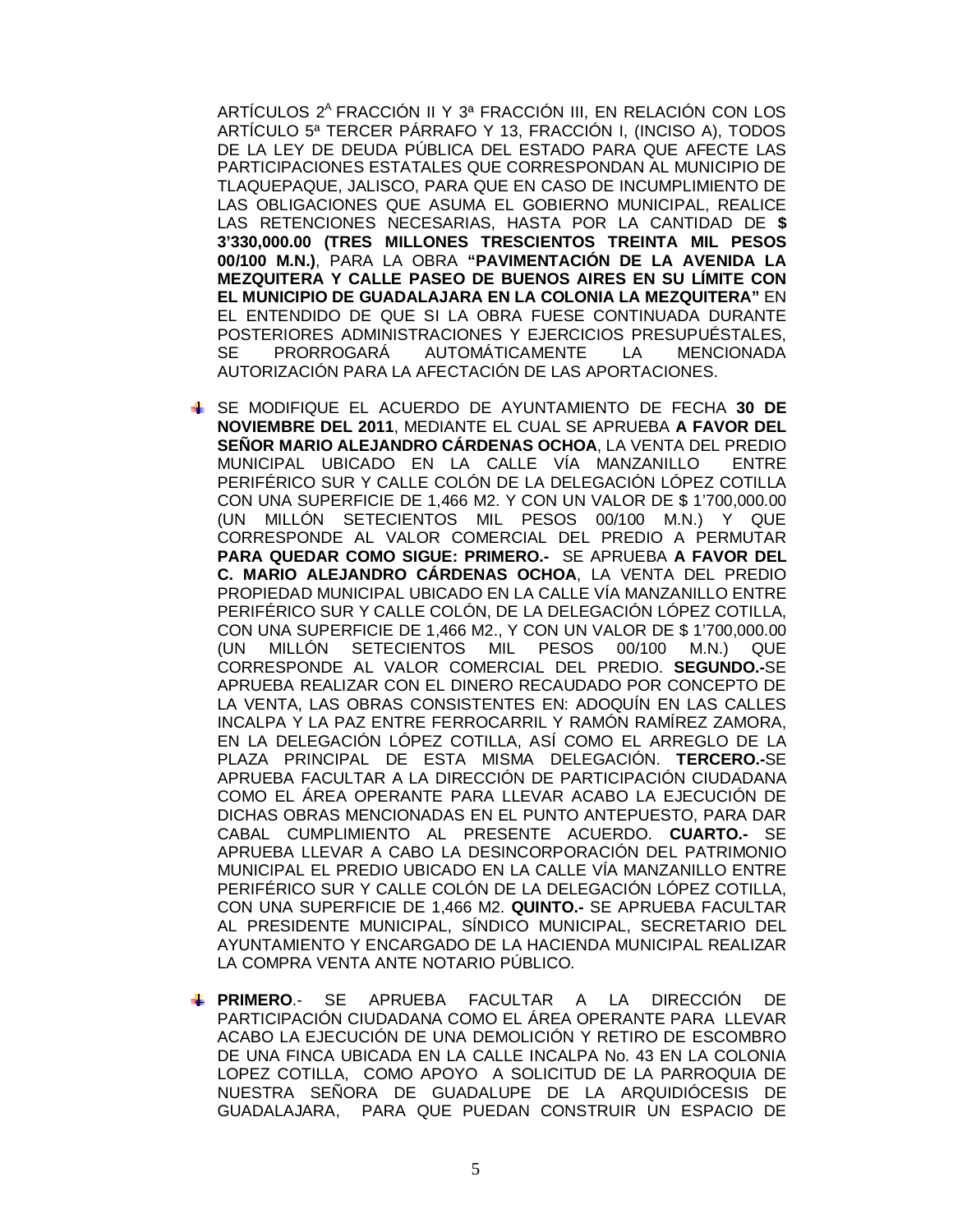ARTÍCULOS 2^A FRACCIÓN II Y 3ª FRACCIÓN III, EN RELACIÓN CON LOS ARTÍCULO 5ª TERCER PÁRRAFO Y 13, FRACCIÓN I, (INCISO A), TODOS DE LA LEY DE DEUDA PÚBLICA DEL ESTADO PARA QUE AFECTE LAS PARTICIPACIONES ESTATALES QUE CORRESPONDAN AL MUNICIPIO DE TLAQUEPAQUE, JALISCO, PARA QUE EN CASO DE INCUMPLIMIENTO DE LAS OBLIGACIONES QUE ASUMA EL GOBIERNO MUNICIPAL, REALICE LAS RETENCIONES NECESARIAS, HASTA POR LA CANTIDAD DE **$ 3'330,000.00 (TRES MILLONES TRESCIENTOS TREINTA MIL PESOS 00/100 M.N.)**, PARA LA OBRA **"PAVIMENTACIÓN DE LA AVENIDA LA MEZQUITERA Y CALLE PASEO DE BUENOS AIRES EN SU LÍMITE CON EL MUNICIPIO DE GUADALAJARA EN LA COLONIA LA MEZQUITERA"** EN EL ENTENDIDO DE QUE SI LA OBRA FUESE CONTINUADA DURANTE POSTERIORES ADMINISTRACIONES Y EJERCICIOS PRESUPUÉSTALES, SE PRORROGARÁ AUTOMÁTICAMENTE LA MENCIONADA AUTORIZACIÓN PARA LA AFECTACIÓN DE LAS APORTACIONES.

- SE MODIFIQUE EL ACUERDO DE AYUNTAMIENTO DE FECHA **30 DE NOVIEMBRE DEL 2011**, MEDIANTE EL CUAL SE APRUEBA **A FAVOR DEL SEÑOR MARIO ALEJANDRO CÁRDENAS OCHOA**, LA VENTA DEL PREDIO MUNICIPAL UBICADO EN LA CALLE VÍA MANZANILLO ENTRE PERIFÉRICO SUR Y CALLE COLÓN DE LA DELEGACIÓN LÓPEZ COTILLA CON UNA SUPERFICIE DE 1,466 M2. Y CON UN VALOR DE $ 1'700,000.00 (UN MILLÓN SETECIENTOS MIL PESOS 00/100 M.N.) Y QUE CORRESPONDE AL VALOR COMERCIAL DEL PREDIO A PERMUTAR **PARA QUEDAR COMO SIGUE: PRIMERO.-** SE APRUEBA **A FAVOR DEL C. MARIO ALEJANDRO CÁRDENAS OCHOA**, LA VENTA DEL PREDIO PROPIEDAD MUNICIPAL UBICADO EN LA CALLE VÍA MANZANILLO ENTRE PERIFÉRICO SUR Y CALLE COLÓN, DE LA DELEGACIÓN LÓPEZ COTILLA, CON UNA SUPERFICIE DE 1,466 M2., Y CON UN VALOR DE $ 1'700,000.00 (UN MILLÓN SETECIENTOS MIL PESOS 00/100 M.N.) QUE CORRESPONDE AL VALOR COMERCIAL DEL PREDIO. **SEGUNDO.-**SE APRUEBA REALIZAR CON EL DINERO RECAUDADO POR CONCEPTO DE LA VENTA, LAS OBRAS CONSISTENTES EN: ADOQUÍN EN LAS CALLES INCALPA Y LA PAZ ENTRE FERROCARRIL Y RAMÓN RAMÍREZ ZAMORA, EN LA DELEGACIÓN LÓPEZ COTILLA, ASÍ COMO EL ARREGLO DE LA PLAZA PRINCIPAL DE ESTA MISMA DELEGACIÓN. **TERCERO.-**SE APRUEBA FACULTAR A LA DIRECCIÓN DE PARTICIPACIÓN CIUDADANA COMO EL ÁREA OPERANTE PARA LLEVAR ACABO LA EJECUCIÓN DE DICHAS OBRAS MENCIONADAS EN EL PUNTO ANTEPUESTO, PARA DAR CABAL CUMPLIMIENTO AL PRESENTE ACUERDO. **CUARTO.-** SE APRUEBA LLEVAR A CABO LA DESINCORPORACIÓN DEL PATRIMONIO MUNICIPAL EL PREDIO UBICADO EN LA CALLE VÍA MANZANILLO ENTRE PERIFÉRICO SUR Y CALLE COLÓN DE LA DELEGACIÓN LÓPEZ COTILLA, CON UNA SUPERFICIE DE 1,466 M2. **QUINTO.-** SE APRUEBA FACULTAR AL PRESIDENTE MUNICIPAL, SÍNDICO MUNICIPAL, SECRETARIO DEL AYUNTAMIENTO Y ENCARGADO DE LA HACIENDA MUNICIPAL REALIZAR LA COMPRA VENTA ANTE NOTARIO PÚBLICO.

- **PRIMERO**.- SE APRUEBA FACULTAR A LA DIRECCIÓN DE PARTICIPACIÓN CIUDADANA COMO EL ÁREA OPERANTE PARA LLEVAR ACABO LA EJECUCIÓN DE UNA DEMOLICIÓN Y RETIRO DE ESCOMBRO DE UNA FINCA UBICADA EN LA CALLE INCALPA No. 43 EN LA COLONIA LOPEZ COTILLA, COMO APOYO A SOLICITUD DE LA PARROQUIA DE NUESTRA SEÑORA DE GUADALUPE DE LA ARQUIDIÓCESIS DE GUADALAJARA, PARA QUE PUEDAN CONSTRUIR UN ESPACIO DE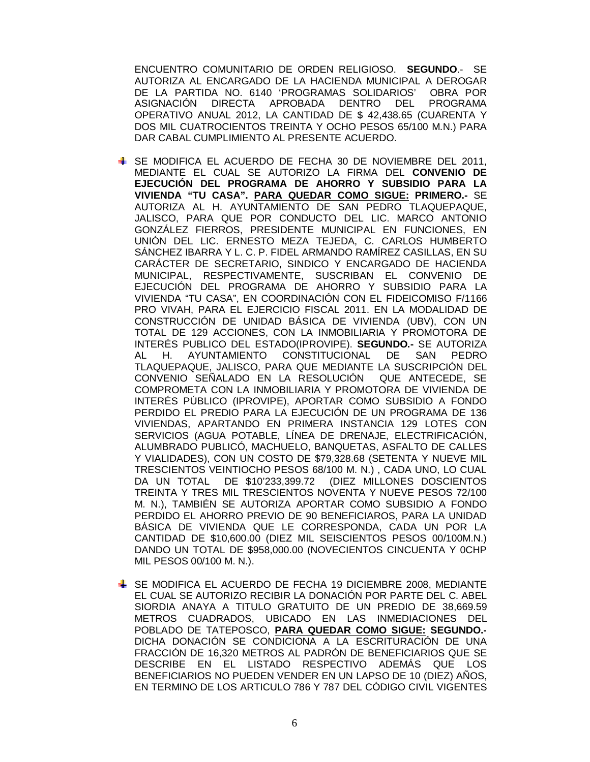ENCUENTRO COMUNITARIO DE ORDEN RELIGIOSO. **SEGUNDO**.- SE AUTORIZA AL ENCARGADO DE LA HACIENDA MUNICIPAL A DEROGAR DE LA PARTIDA NO. 6140 'PROGRAMAS SOLIDARIOS' OBRA POR ASIGNACIÓN DIRECTA APROBADA DENTRO DEL PROGRAMA OPERATIVO ANUAL 2012, LA CANTIDAD DE $ 42,438.65 (CUARENTA Y DOS MIL CUATROCIENTOS TREINTA Y OCHO PESOS 65/100 M.N.) PARA DAR CABAL CUMPLIMIENTO AL PRESENTE ACUERDO.

- SE MODIFICA EL ACUERDO DE FECHA 30 DE NOVIEMBRE DEL 2011, MEDIANTE EL CUAL SE AUTORIZO LA FIRMA DEL **CONVENIO DE EJECUCIÓN DEL PROGRAMA DE AHORRO Y SUBSIDIO PARA LA VIVIENDA "TU CASA". <u>PARA QUEDAR COMO SIGUE:</u> PRIMERO.-** SE AUTORIZA AL H. AYUNTAMIENTO DE SAN PEDRO TLAQUEPAQUE, JALISCO, PARA QUE POR CONDUCTO DEL LIC. MARCO ANTONIO GONZÁLEZ FIERROS, PRESIDENTE MUNICIPAL EN FUNCIONES, EN UNIÓN DEL LIC. ERNESTO MEZA TEJEDA, C. CARLOS HUMBERTO SÁNCHEZ IBARRA Y L. C. P. FIDEL ARMANDO RAMÍREZ CASILLAS, EN SU CARÁCTER DE SECRETARIO, SINDICO Y ENCARGADO DE HACIENDA MUNICIPAL, RESPECTIVAMENTE, SUSCRIBAN EL CONVENIO DE EJECUCIÓN DEL PROGRAMA DE AHORRO Y SUBSIDIO PARA LA VIVIENDA "TU CASA", EN COORDINACIÓN CON EL FIDEICOMISO F/1166 PRO VIVAH, PARA EL EJERCICIO FISCAL 2011. EN LA MODALIDAD DE CONSTRUCCIÓN DE UNIDAD BÁSICA DE VIVIENDA (UBV), CON UN TOTAL DE 129 ACCIONES, CON LA INMOBILIARIA Y PROMOTORA DE INTERÉS PUBLICO DEL ESTADO(IPROVIPE). **SEGUNDO.-** SE AUTORIZA AL H. AYUNTAMIENTO CONSTITUCIONAL DE SAN PEDRO TLAQUEPAQUE, JALISCO, PARA QUE MEDIANTE LA SUSCRIPCIÓN DEL CONVENIO SEÑALADO EN LA RESOLUCIÓN QUE ANTECEDE, SE COMPROMETA CON LA INMOBILIARIA Y PROMOTORA DE VIVIENDA DE INTERÉS PÚBLICO (IPROVIPE), APORTAR COMO SUBSIDIO A FONDO PERDIDO EL PREDIO PARA LA EJECUCIÓN DE UN PROGRAMA DE 136 VIVIENDAS, APARTANDO EN PRIMERA INSTANCIA 129 LOTES CON SERVICIOS (AGUA POTABLE, LÍNEA DE DRENAJE, ELECTRIFICACIÓN, ALUMBRADO PUBLICÓ, MACHUELO, BANQUETAS, ASFALTO DE CALLES Y VIALIDADES), CON UN COSTO DE $79,328.68 (SETENTA Y NUEVE MIL TRESCIENTOS VEINTIOCHO PESOS 68/100 M. N.) , CADA UNO, LO CUAL DA UN TOTAL DE $10'233,399.72 (DIEZ MILLONES DOSCIENTOS TREINTA Y TRES MIL TRESCIENTOS NOVENTA Y NUEVE PESOS 72/100 M. N.), TAMBIÉN SE AUTORIZA APORTAR COMO SUBSIDIO A FONDO PERDIDO EL AHORRO PREVIO DE 90 BENEFICIAROS, PARA LA UNIDAD BÁSICA DE VIVIENDA QUE LE CORRESPONDA, CADA UN POR LA CANTIDAD DE $10,600.00 (DIEZ MIL SEISCIENTOS PESOS 00/100M.N.) DANDO UN TOTAL DE $958,000.00 (NOVECIENTOS CINCUENTA Y 0CHP MIL PESOS 00/100 M. N.).

- SE MODIFICA EL ACUERDO DE FECHA 19 DICIEMBRE 2008, MEDIANTE EL CUAL SE AUTORIZO RECIBIR LA DONACIÓN POR PARTE DEL C. ABEL SIORDIA ANAYA A TITULO GRATUITO DE UN PREDIO DE 38,669.59 METROS CUADRADOS, UBICADO EN LAS INMEDIACIONES DEL POBLADO DE TATEPOSCO, **<u>PARA QUEDAR COMO SIGUE:</u> SEGUNDO.-** DICHA DONACIÓN SE CONDICIONA A LA ESCRITURACIÓN DE UNA FRACCIÓN DE 16,320 METROS AL PADRÓN DE BENEFICIARIOS QUE SE DESCRIBE EN EL LISTADO RESPECTIVO ADEMÁS QUE LOS BENEFICIARIOS NO PUEDEN VENDER EN UN LAPSO DE 10 (DIEZ) AÑOS, EN TERMINO DE LOS ARTICULO 786 Y 787 DEL CÓDIGO CIVIL VIGENTES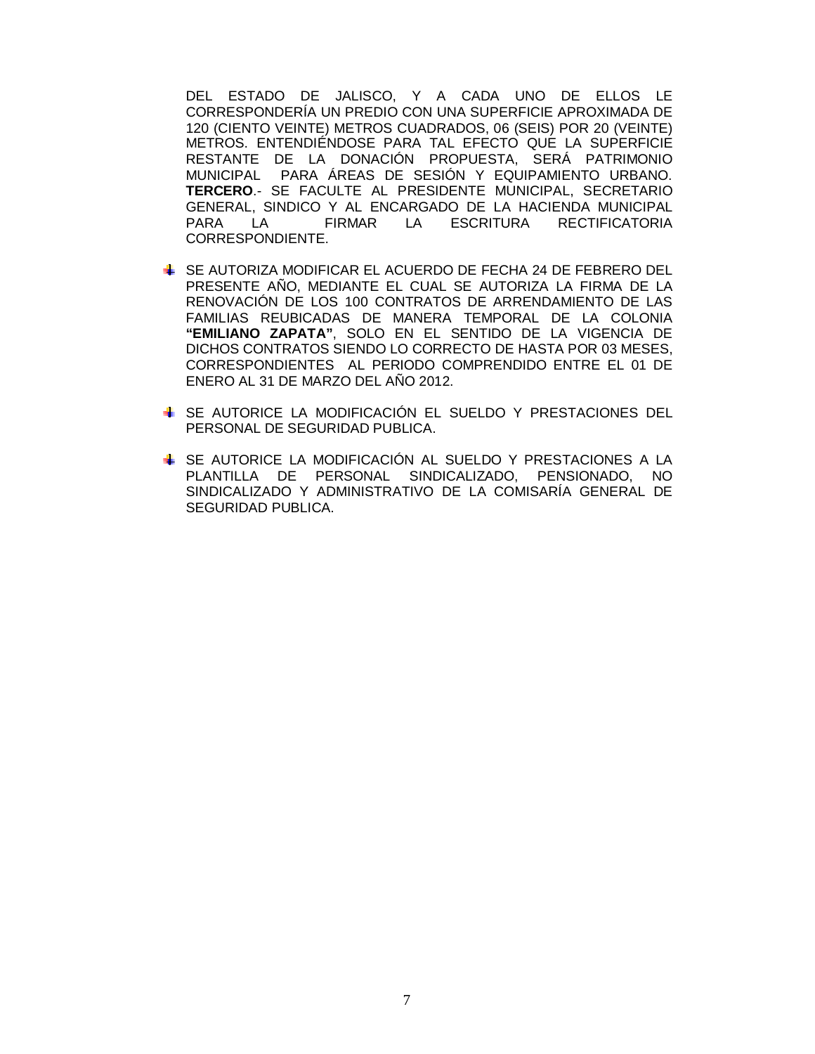DEL ESTADO DE JALISCO, Y A CADA UNO DE ELLOS LE CORRESPONDERÍA UN PREDIO CON UNA SUPERFICIE APROXIMADA DE 120 (CIENTO VEINTE) METROS CUADRADOS, 06 (SEIS) POR 20 (VEINTE) METROS. ENTENDIÉNDOSE PARA TAL EFECTO QUE LA SUPERFICIE RESTANTE DE LA DONACIÓN PROPUESTA, SERÁ PATRIMONIO MUNICIPAL PARA ÁREAS DE SESIÓN Y EQUIPAMIENTO URBANO. **TERCERO**.- SE FACULTE AL PRESIDENTE MUNICIPAL, SECRETARIO GENERAL, SINDICO Y AL ENCARGADO DE LA HACIENDA MUNICIPAL PARA LA FIRMAR LA ESCRITURA RECTIFICATORIA CORRESPONDIENTE.

- SE AUTORIZA MODIFICAR EL ACUERDO DE FECHA 24 DE FEBRERO DEL PRESENTE AÑO, MEDIANTE EL CUAL SE AUTORIZA LA FIRMA DE LA RENOVACIÓN DE LOS 100 CONTRATOS DE ARRENDAMIENTO DE LAS FAMILIAS REUBICADAS DE MANERA TEMPORAL DE LA COLONIA **"EMILIANO ZAPATA"**, SOLO EN EL SENTIDO DE LA VIGENCIA DE DICHOS CONTRATOS SIENDO LO CORRECTO DE HASTA POR 03 MESES, CORRESPONDIENTES AL PERIODO COMPRENDIDO ENTRE EL 01 DE ENERO AL 31 DE MARZO DEL AÑO 2012.

- SE AUTORICE LA MODIFICACIÓN EL SUELDO Y PRESTACIONES DEL PERSONAL DE SEGURIDAD PUBLICA.

- SE AUTORICE LA MODIFICACIÓN AL SUELDO Y PRESTACIONES A LA PLANTILLA DE PERSONAL SINDICALIZADO, PENSIONADO, NO SINDICALIZADO Y ADMINISTRATIVO DE LA COMISARÍA GENERAL DE SEGURIDAD PUBLICA.